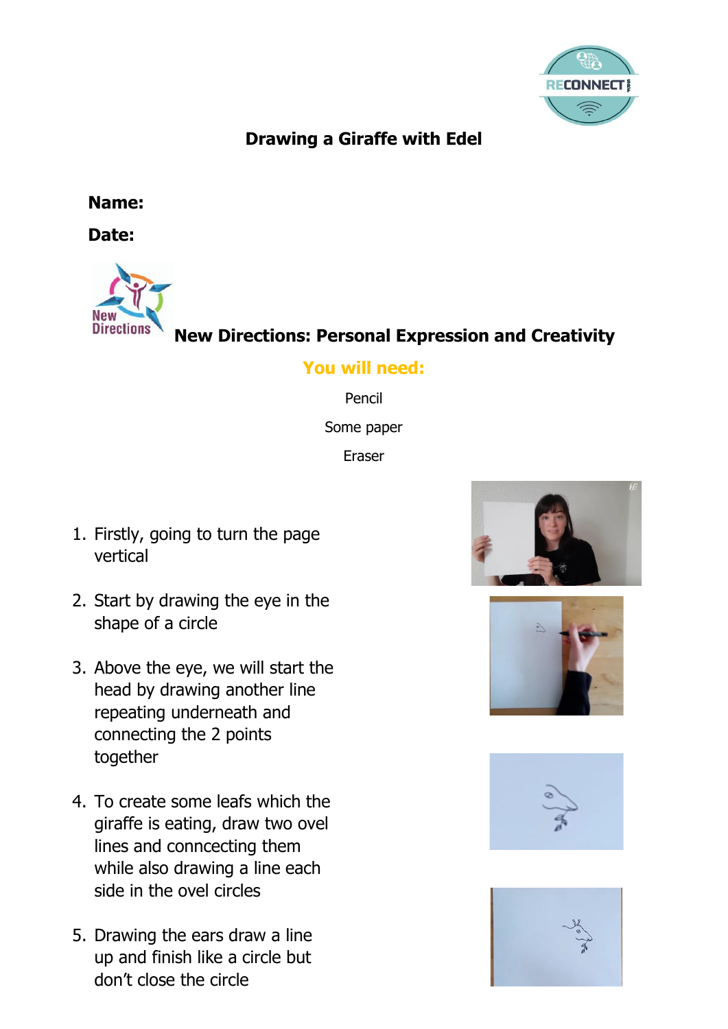# Drawing a Giraffe with Edel

**Name:**

**Date:**

**New Directions: Personal Expression and Creativity**

**You will need:**

Pencil

Some paper

Eraser

1. Firstly, going to turn the page vertical
2. Start by drawing the eye in the shape of a circle
3. Above the eye, we will start the head by drawing another line repeating underneath and connecting the 2 points together
4. To create some leafs which the giraffe is eating, draw two ovel lines and conncecting them while also drawing a line each side in the ovel circles
5. Drawing the ears draw a line up and finish like a circle but don't close the circle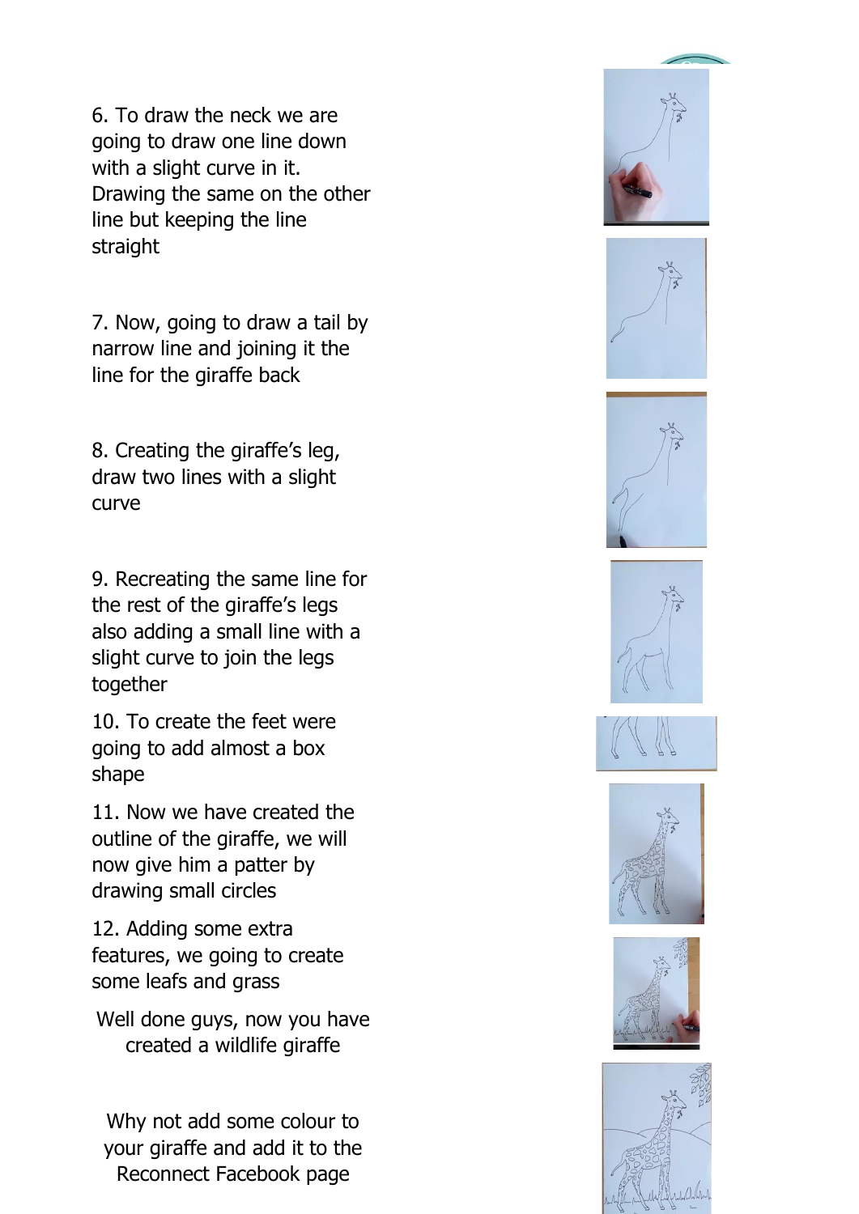6. To draw the neck we are going to draw one line down with a slight curve in it. Drawing the same on the other line but keeping the line straight

7. Now, going to draw a tail by narrow line and joining it the line for the giraffe back

8. Creating the giraffe's leg, draw two lines with a slight curve

9. Recreating the same line for the rest of the giraffe's legs also adding a small line with a slight curve to join the legs together

10. To create the feet were going to add almost a box shape

11. Now we have created the outline of the giraffe, we will now give him a patter by drawing small circles

12. Adding some extra features, we going to create some leafs and grass

Well done guys, now you have created a wildlife giraffe

Why not add some colour to your giraffe and add it to the Reconnect Facebook page